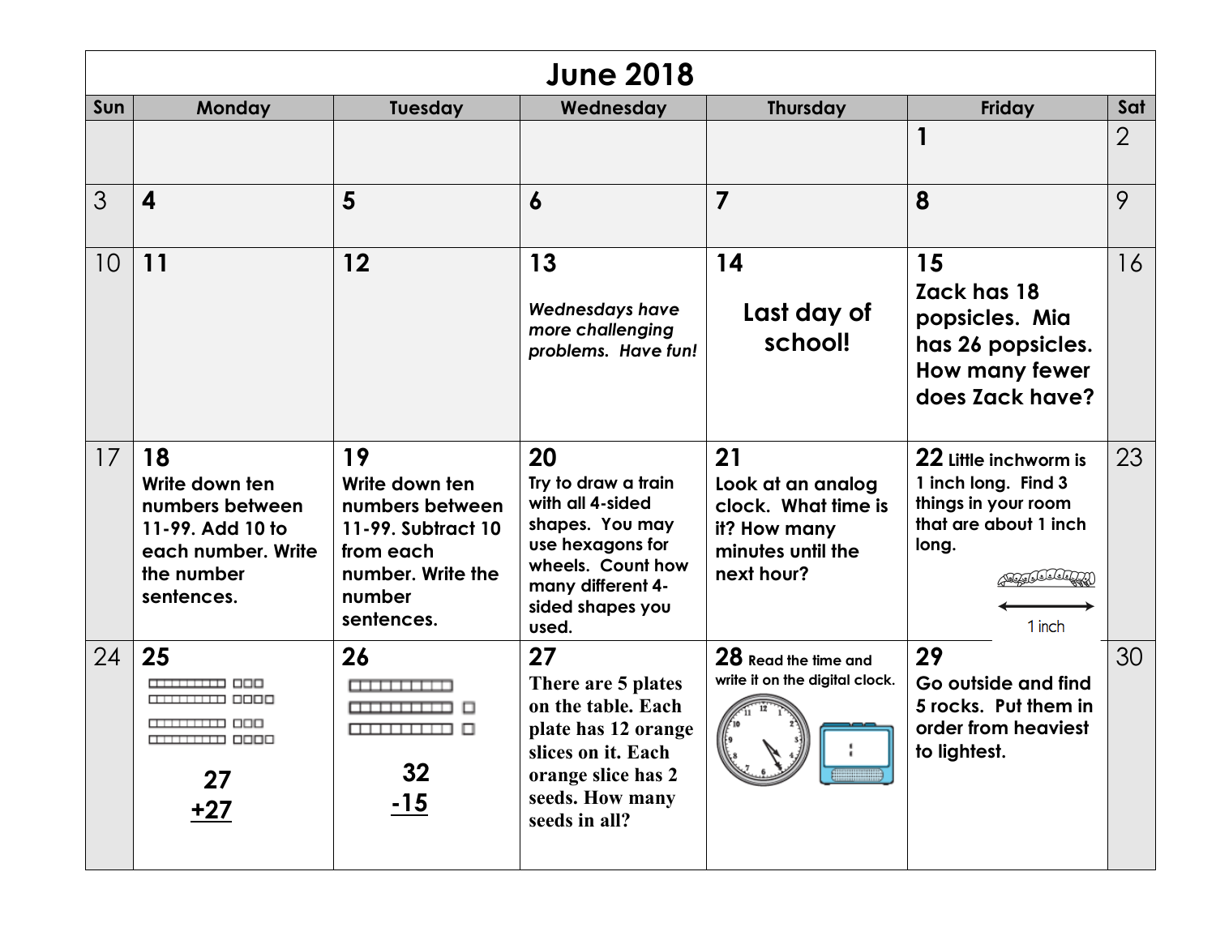# June 2018

| Sun | Monday | Tuesday | Wednesday | Thursday | Friday | Sat |
|---|---|---|---|---|---|---|
| | | | | | **1** | 2 |
| 3 | **4** | **5** | **6** | **7** | **8** | 9 |
| 10 | **11** | **12** | **13** *Wednesdays have more challenging problems. Have fun!* | **14** **Last day of school!** | **15** **Zack has 18 popsicles. Mia has 26 popsicles. How many fewer does Zack have?** | 16 |
| 17 | **18** **Write down ten numbers between 11-99. Add 10 to each number. Write the number sentences.** | **19** **Write down ten numbers between 11-99. Subtract 10 from each number. Write the number sentences.** | **20** **Try to draw a train with all 4-sided shapes. You may use hexagons for wheels. Count how many different 4-sided shapes you used.** | **21** **Look at an analog clock. What time is it? How many minutes until the next hour?** | **22** Little inchworm is 1 inch long. Find 3 things in your room that are about 1 inch long. 1 inch | 23 |
| 24 | **25** **27 +27** | **26** **32 -15** | **27** **There are 5 plates on the table. Each plate has 12 orange slices on it. Each orange slice has 2 seeds. How many seeds in all?** | **28** Read the time and write it on the digital clock. | **29** **Go outside and find 5 rocks. Put them in order from heaviest to lightest.** | 30 |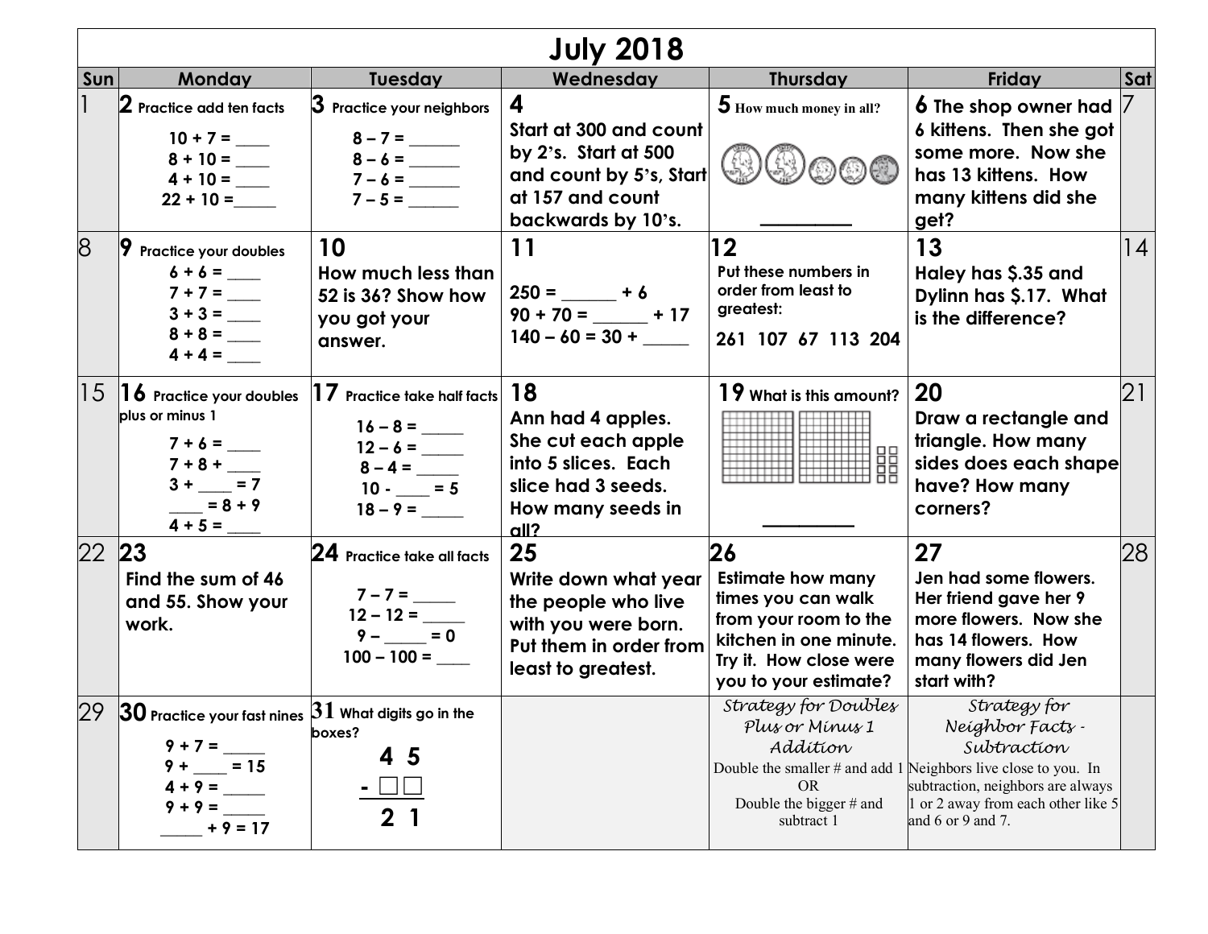# July 2018

| Sun | Monday | Tuesday | Wednesday | Thursday | Friday | Sat |
|---|---|---|---|---|---|---|
| 1 | **2** Practice add ten facts<br>10 + 7 = ____<br>8 + 10 = ____<br>4 + 10 = ____<br>22 + 10 = _____ | **3** Practice your neighbors<br>8 – 7 = ______<br>8 – 6 = ______<br>7 – 6 = ______<br>7 – 5 = ______ | **4** Start at 300 and count by 2's. Start at 500 and count by 5's, Start at 157 and count backwards by 10's. | **5** How much money in all?<br>__________ | **6** The shop owner had 6 kittens. Then she got some more. Now she has 13 kittens. How many kittens did she get? | 7 |
| 8 | **9** Practice your doubles<br>6 + 6 = ____<br>7 + 7 = ____<br>3 + 3 = ____<br>8 + 8 = ____<br>4 + 4 = ____ | **10** How much less than 52 is 36? Show how you got your answer. | **11**<br>250 = ______ + 6<br>90 + 70 = ______ + 17<br>140 – 60 = 30 + _____ | **12** Put these numbers in order from least to greatest:<br>261 107 67 113 204 | **13** Haley has $.35 and Dylinn has $.17. What is the difference? | 14 |
| 15 | **16** Practice your doubles plus or minus 1<br>7 + 6 = ____<br>7 + 8 + ____<br>3 + ____ = 7<br>____ = 8 + 9<br>4 + 5 = ____ | **17** Practice take half facts<br>16 – 8 = _____<br>12 – 6 = _____<br>8 – 4 = _____<br>10 - ____ = 5<br>18 – 9 = _____ | **18** Ann had 4 apples. She cut each apple into 5 slices. Each slice had 3 seeds. How many seeds in all? | **19** What is this amount?<br>__________ | **20** Draw a rectangle and triangle. How many sides does each shape have? How many corners? | 21 |
| 22 | **23** Find the sum of 46 and 55. Show your work. | **24** Practice take all facts<br>7 – 7 = _____<br>12 – 12 = _____<br>9 – _____ = 0<br>100 – 100 = ____ | **25** Write down what year the people who live with you were born. Put them in order from least to greatest. | **26** Estimate how many times you can walk from your room to the kitchen in one minute. Try it. How close were you to your estimate? | **27** Jen had some flowers. Her friend gave her 9 more flowers. Now she has 14 flowers. How many flowers did Jen start with? | 28 |
| 29 | **30** Practice your fast nines<br>9 + 7 = _____<br>9 + ____ = 15<br>4 + 9 = _____<br>9 + 9 = _____<br>_____ + 9 = 17 | **31** What digits go in the boxes?<br>4 5<br>- □□<br>2 1 | | *Strategy for Doubles Plus or Minus 1 Addition*<br>Double the smaller # and add 1<br>OR<br>Double the bigger # and subtract 1 | *Strategy for Neighbor Facts - Subtraction*<br>Neighbors live close to you. In subtraction, neighbors are always 1 or 2 away from each other like 5 and 6 or 9 and 7. | |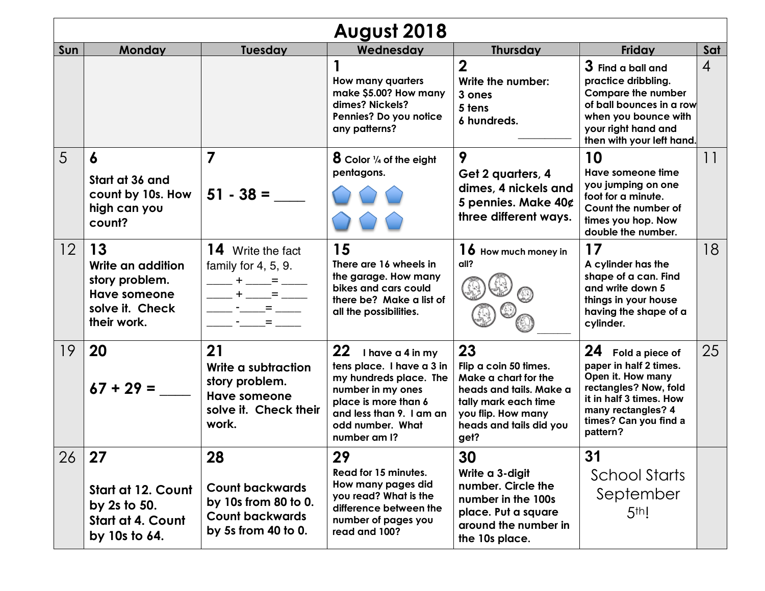# August 2018

| Sun | Monday | Tuesday | Wednesday | Thursday | Friday | Sat |
|---|---|---|---|---|---|---|
| | | | **1** How many quarters make $5.00? How many dimes? Nickels? Pennies? Do you notice any patterns? | **2** Write the number: 3 ones 5 tens 6 hundreds. ________ | **3** Find a ball and practice dribbling. Compare the number of ball bounces in a row when you bounce with your right hand and then with your left hand. | 4 |
| 5 | **6** Start at 36 and count by 10s. How high can you count? | **7** 51 - 38 = ____ | **8** Color ¼ of the eight pentagons. | **9** Get 2 quarters, 4 dimes, 4 nickels and 5 pennies. Make 40¢ three different ways. | **10** Have someone time you jumping on one foot for a minute. Count the number of times you hop. Now double the number. | 11 |
| 12 | **13** Write an addition story problem. Have someone solve it. Check their work. | **14** Write the fact family for 4, 5, 9. ____ + ____= ____ ____ + ____= ____ ____ -____= ____ ____ -____= ____ | **15** There are 16 wheels in the garage. How many bikes and cars could there be? Make a list of all the possibilities. | **16** How much money in all? ______ | **17** A cylinder has the shape of a can. Find and write down 5 things in your house having the shape of a cylinder. | 18 |
| 19 | **20** 67 + 29 = ____ | **21** Write a subtraction story problem. Have someone solve it. Check their work. | **22** I have a 4 in my tens place. I have a 3 in my hundreds place. The number in my ones place is more than 6 and less than 9. I am an odd number. What number am I? | **23** Flip a coin 50 times. Make a chart for the heads and tails. Make a tally mark each time you flip. How many heads and tails did you get? | **24** Fold a piece of paper in half 2 times. Open it. How many rectangles? Now, fold it in half 3 times. How many rectangles? 4 times? Can you find a pattern? | 25 |
| 26 | **27** Start at 12. Count by 2s to 50. Start at 4. Count by 10s to 64. | **28** Count backwards by 10s from 80 to 0. Count backwards by 5s from 40 to 0. | **29** Read for 15 minutes. How many pages did you read? What is the difference between the number of pages you read and 100? | **30** Write a 3-digit number. Circle the number in the 100s place. Put a square around the number in the 10s place. | **31** School Starts September 5th! | |